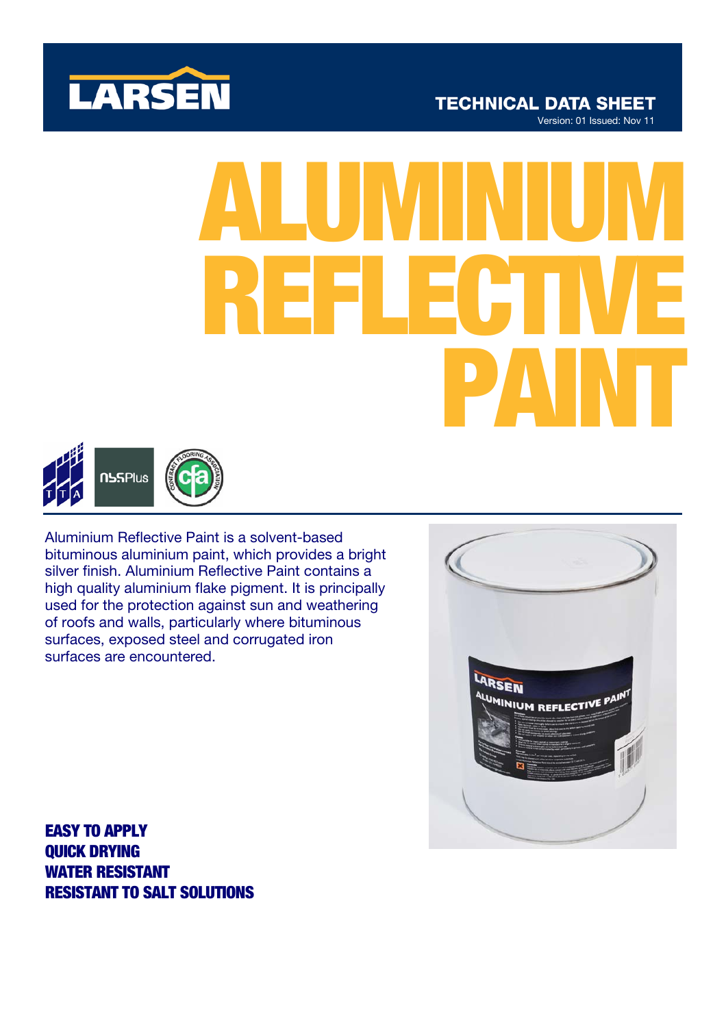LARSEN

TECHNICAL DATA SHEET

Version: 01 Issued: Nov 11

# ALUMINIUM REFLECTIVE PAINT

Aluminium Reflective Paint is a solvent-based bituminous aluminium paint, which provides a bright silver finish. Aluminium Reflective Paint contains a high quality aluminium flake pigment. It is principally used for the protection against sun and weathering of roofs and walls, particularly where bituminous surfaces, exposed steel and corrugated iron surfaces are encountered.

**EASY TO APPLY**
**QUICK DRYING**
**WATER RESISTANT**
**RESISTANT TO SALT SOLUTIONS**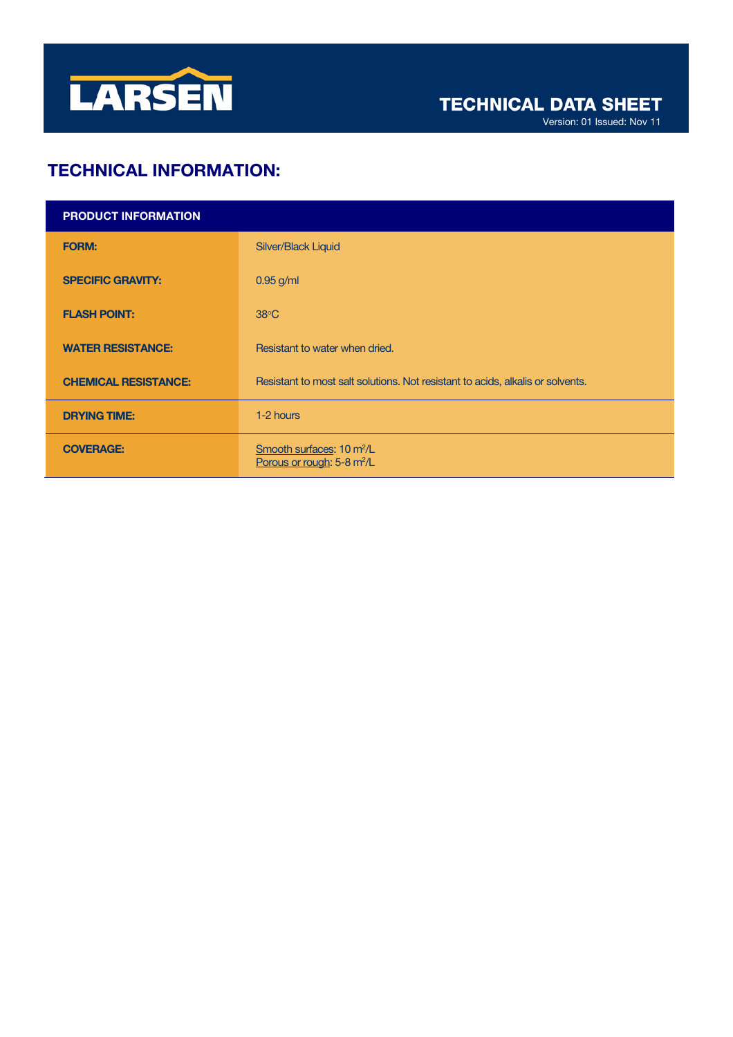LARSEN

TECHNICAL DATA SHEET

Version: 01 Issued: Nov 11

## TECHNICAL INFORMATION:

| PRODUCT INFORMATION | |
|---|---|
| **FORM:** | Silver/Black Liquid |
| **SPECIFIC GRAVITY:** | 0.95 g/ml |
| **FLASH POINT:** | 38°C |
| **WATER RESISTANCE:** | Resistant to water when dried. |
| **CHEMICAL RESISTANCE:** | Resistant to most salt solutions. Not resistant to acids, alkalis or solvents. |
| **DRYING TIME:** | 1-2 hours |
| **COVERAGE:** | Smooth surfaces: 10 $m^2$/L<br>Porous or rough: 5-8 $m^2$/L |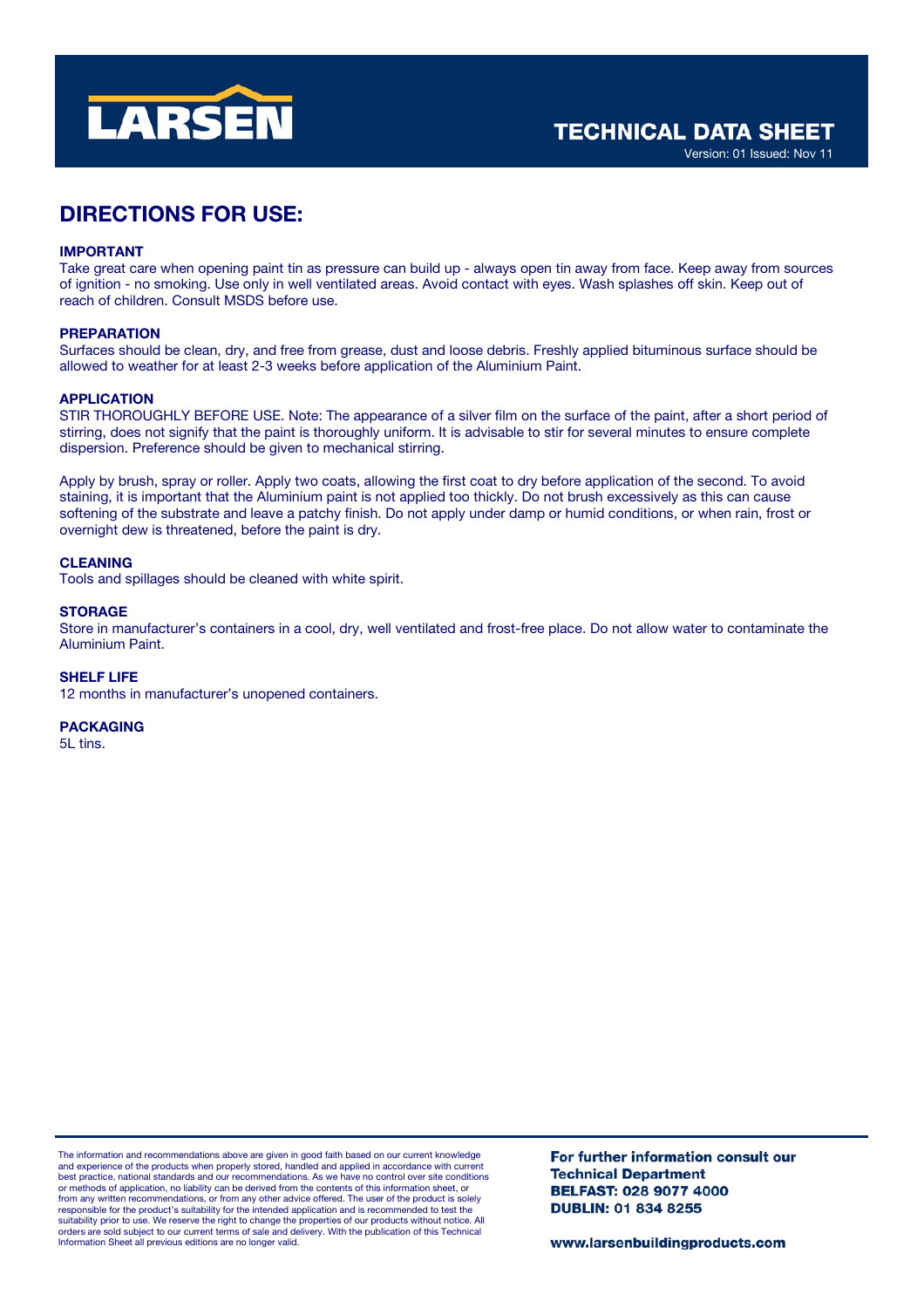## DIRECTIONS FOR USE:

**IMPORTANT**

Take great care when opening paint tin as pressure can build up - always open tin away from face. Keep away from sources of ignition - no smoking. Use only in well ventilated areas. Avoid contact with eyes. Wash splashes off skin. Keep out of reach of children. Consult MSDS before use.

**PREPARATION**

Surfaces should be clean, dry, and free from grease, dust and loose debris. Freshly applied bituminous surface should be allowed to weather for at least 2-3 weeks before application of the Aluminium Paint.

**APPLICATION**

STIR THOROUGHLY BEFORE USE. Note: The appearance of a silver film on the surface of the paint, after a short period of stirring, does not signify that the paint is thoroughly uniform. It is advisable to stir for several minutes to ensure complete dispersion. Preference should be given to mechanical stirring.

Apply by brush, spray or roller. Apply two coats, allowing the first coat to dry before application of the second. To avoid staining, it is important that the Aluminium paint is not applied too thickly. Do not brush excessively as this can cause softening of the substrate and leave a patchy finish. Do not apply under damp or humid conditions, or when rain, frost or overnight dew is threatened, before the paint is dry.

**CLEANING**

Tools and spillages should be cleaned with white spirit.

**STORAGE**

Store in manufacturer's containers in a cool, dry, well ventilated and frost-free place. Do not allow water to contaminate the Aluminium Paint.

**SHELF LIFE**

12 months in manufacturer's unopened containers.

**PACKAGING**

5L tins.

The information and recommendations above are given in good faith based on our current knowledge and experience of the products when properly stored, handled and applied in accordance with current best practice, national standards and our recommendations. As we have no control over site conditions or methods of application, no liability can be derived from the contents of this information sheet, or from any written recommendations, or from any other advice offered. The user of the product is solely responsible for the product's suitability for the intended application and is recommended to test the suitability prior to use. We reserve the right to change the properties of our products without notice. All orders are sold subject to our current terms of sale and delivery. With the publication of this Technical Information Sheet all previous editions are no longer valid.

**For further information consult our Technical Department**
**BELFAST: 028 9077 4000**
**DUBLIN: 01 834 8255**

**www.larsenbuildingproducts.com**